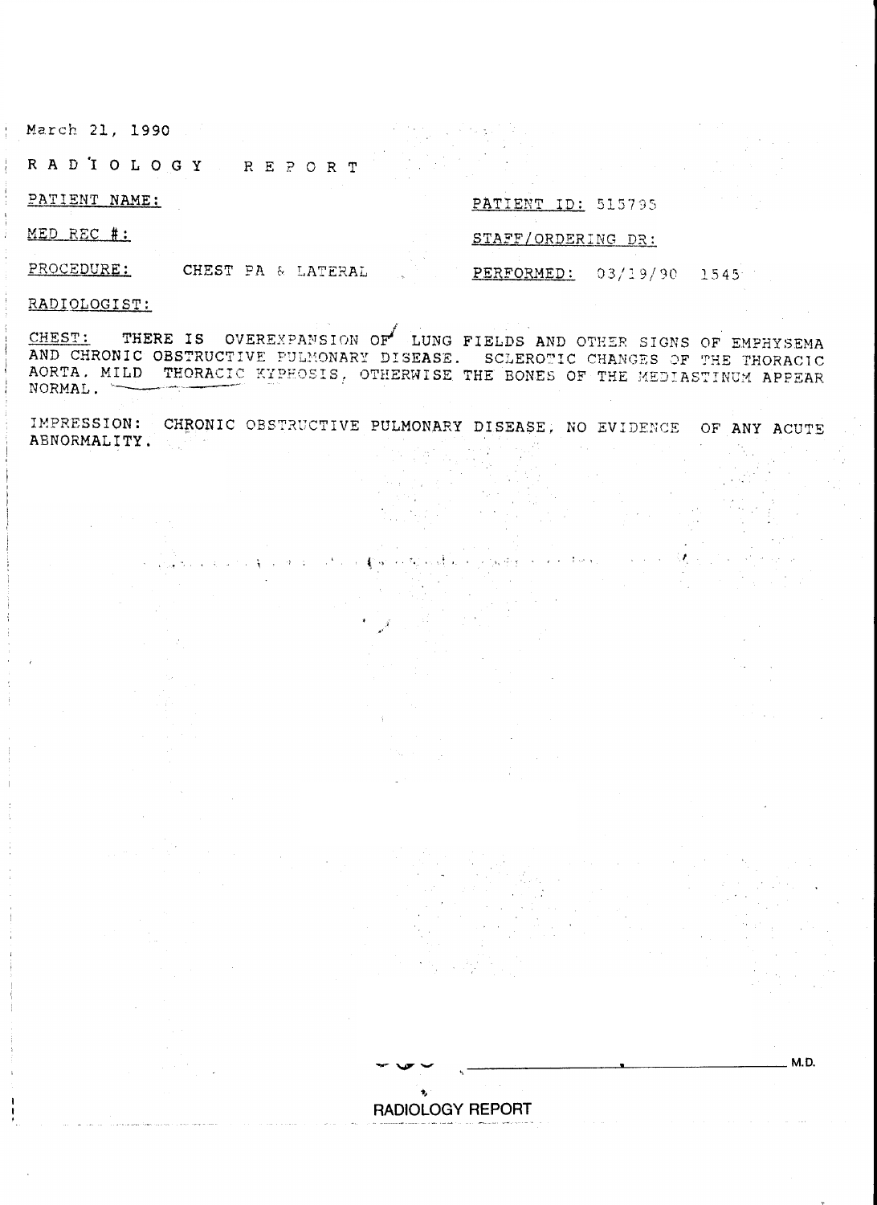March 21, 1990

# RADIOLOGY REPORT

PATIENT NAME:

PATIENT ID: 515795

MED REC #:

STAFF/ORDERING DR:

PROCEDURE: CHEST PA & LATERAL

PERFORMED: 03/19/90 1545

RADIOLOGIST:

CHEST: THERE IS OVEREXPANSION OF LUNG FIELDS AND OTHER SIGNS OF EMPHYSEMA AND CHRONIC OBSTRUCTIVE PULMONARY DISEASE. SCLEROTIC CHANGES OF THE THORACIC AORTA. MILD THORACIC KYPHOSIS, OTHERWISE THE BONES OF THE MEDIASTINUM APPEAR NORMAL.

IMPRESSION: CHRONIC OBSTRUCTIVE PULMONARY DISEASE, NO EVIDENCE OF ANY ACUTE ABNORMALITY.

______________________________ M.D.

RADIOLOGY REPORT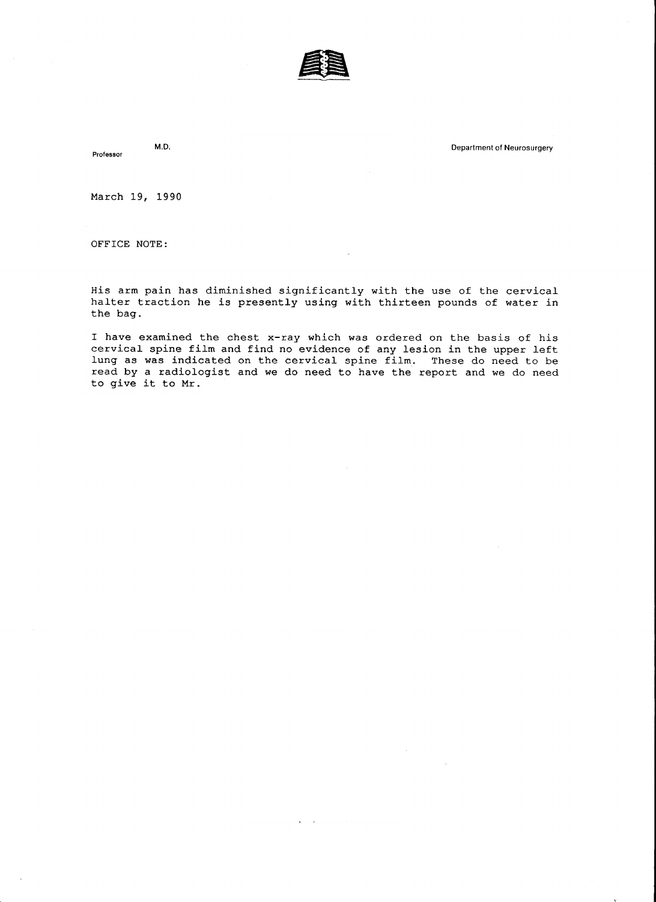Professor M.D.

Department of Neurosurgery

March 19, 1990

OFFICE NOTE:

His arm pain has diminished significantly with the use of the cervical halter traction he is presently using with thirteen pounds of water in the bag.

I have examined the chest x-ray which was ordered on the basis of his cervical spine film and find no evidence of any lesion in the upper left lung as was indicated on the cervical spine film. These do need to be read by a radiologist and we do need to have the report and we do need to give it to Mr.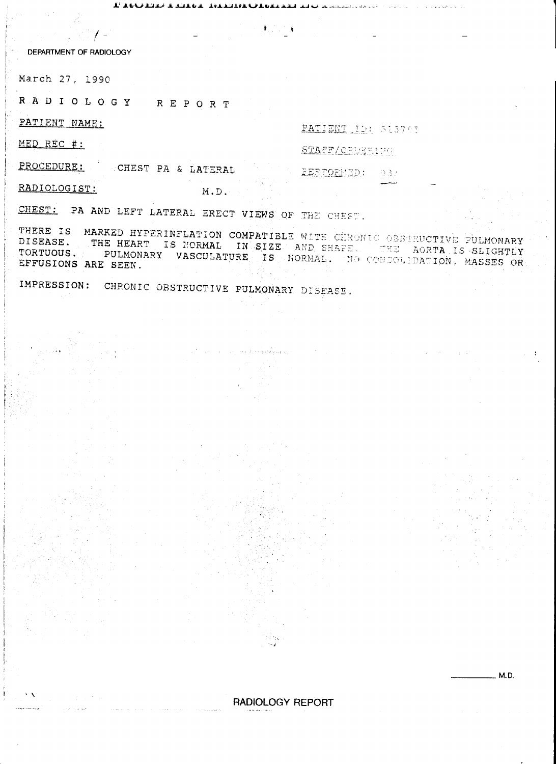DEPARTMENT OF RADIOLOGY

March 27, 1990

RADIOLOGY REPORT

PATIENT NAME: PATIENT ID: 515755

MED REC #: STAFF/ORDERING

PROCEDURE: CHEST PA & LATERAL PERFORMED: 03/

RADIOLOGIST: M.D.

CHEST: PA AND LEFT LATERAL ERECT VIEWS OF THE CHEST.

THERE IS MARKED HYPERINFLATION COMPATIBLE WITH CHRONIC OBSTRUCTIVE PULMONARY DISEASE. THE HEART IS NORMAL IN SIZE AND SHAPE. THE AORTA IS SLIGHTLY TORTUOUS. PULMONARY VASCULATURE IS NORMAL. NO CONSOLIDATION, MASSES OR EFFUSIONS ARE SEEN.

IMPRESSION: CHRONIC OBSTRUCTIVE PULMONARY DISEASE.

M.D.

RADIOLOGY REPORT